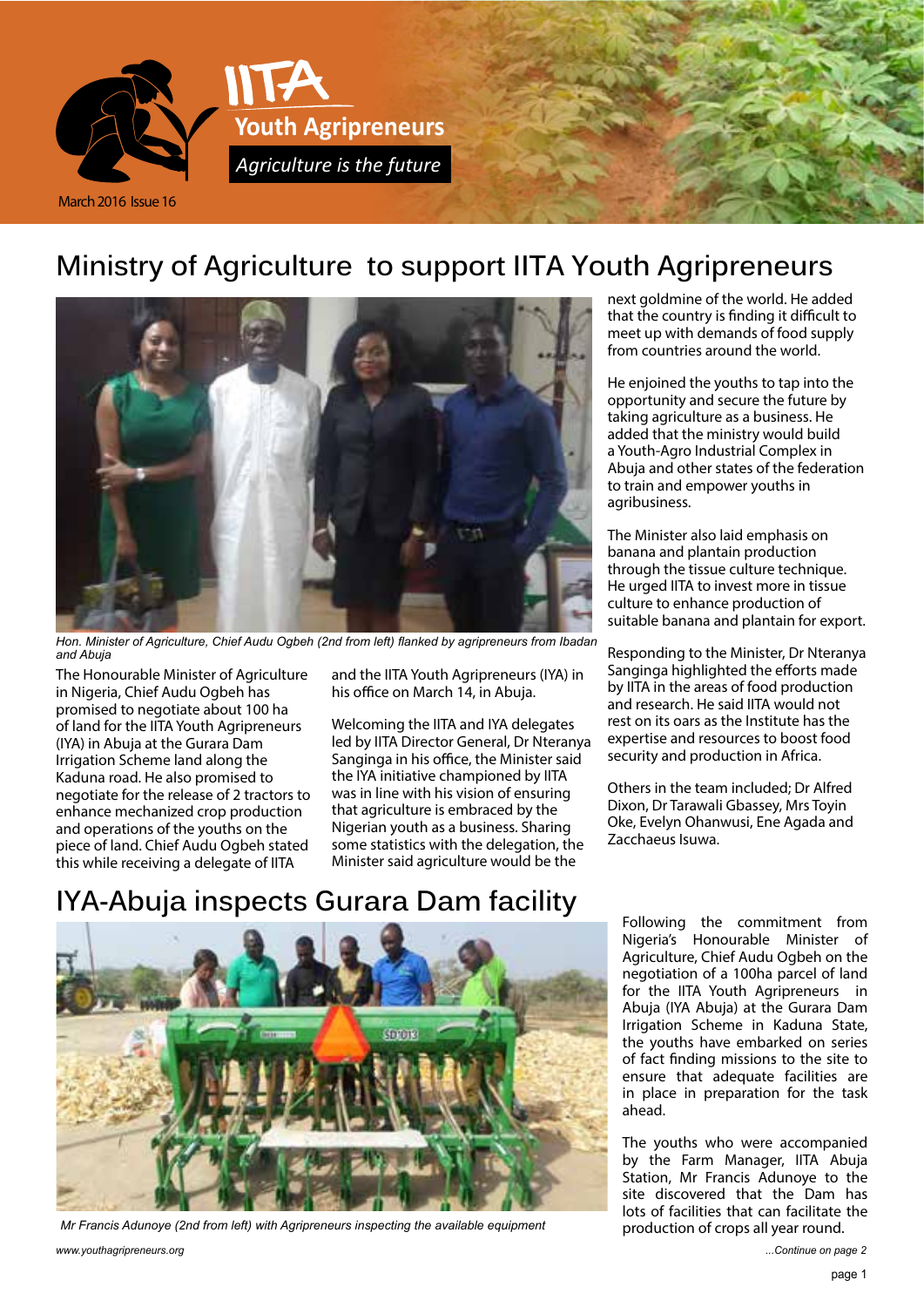# IITA Youth Agripreneurs

*Agriculture is the future*

March 2016 Issue 16

## Ministry of Agriculture to support IITA Youth Agripreneurs

*Hon. Minister of Agriculture, Chief Audu Ogbeh (2nd from left) flanked by agripreneurs from Ibadan and Abuja*

The Honourable Minister of Agriculture in Nigeria, Chief Audu Ogbeh has promised to negotiate about 100 ha of land for the IITA Youth Agripreneurs (IYA) in Abuja at the Gurara Dam Irrigation Scheme land along the Kaduna road. He also promised to negotiate for the release of 2 tractors to enhance mechanized crop production and operations of the youths on the piece of land. Chief Audu Ogbeh stated this while receiving a delegate of IITA and the IITA Youth Agripreneurs (IYA) in his office on March 14, in Abuja.

Welcoming the IITA and IYA delegates led by IITA Director General, Dr Nteranya Sanginga in his office, the Minister said the IYA initiative championed by IITA was in line with his vision of ensuring that agriculture is embraced by the Nigerian youth as a business. Sharing some statistics with the delegation, the Minister said agriculture would be the next goldmine of the world. He added that the country is finding it difficult to meet up with demands of food supply from countries around the world.

He enjoined the youths to tap into the opportunity and secure the future by taking agriculture as a business. He added that the ministry would build a Youth-Agro Industrial Complex in Abuja and other states of the federation to train and empower youths in agribusiness.

The Minister also laid emphasis on banana and plantain production through the tissue culture technique. He urged IITA to invest more in tissue culture to enhance production of suitable banana and plantain for export.

Responding to the Minister, Dr Nteranya Sanginga highlighted the efforts made by IITA in the areas of food production and research. He said IITA would not rest on its oars as the Institute has the expertise and resources to boost food security and production in Africa.

Others in the team included; Dr Alfred Dixon, Dr Tarawali Gbassey, Mrs Toyin Oke, Evelyn Ohanwusi, Ene Agada and Zacchaeus Isuwa.

## IYA-Abuja inspects Gurara Dam facility

*Mr Francis Adunoye (2nd from left) with Agripreneurs inspecting the available equipment*

Following the commitment from Nigeria's Honourable Minister of Agriculture, Chief Audu Ogbeh on the negotiation of a 100ha parcel of land for the IITA Youth Agripreneurs in Abuja (IYA Abuja) at the Gurara Dam Irrigation Scheme in Kaduna State, the youths have embarked on series of fact finding missions to the site to ensure that adequate facilities are in place in preparation for the task ahead.

The youths who were accompanied by the Farm Manager, IITA Abuja Station, Mr Francis Adunoye to the site discovered that the Dam has lots of facilities that can facilitate the production of crops all year round.

*...Continue on page 2*

www.youthagripreneurs.org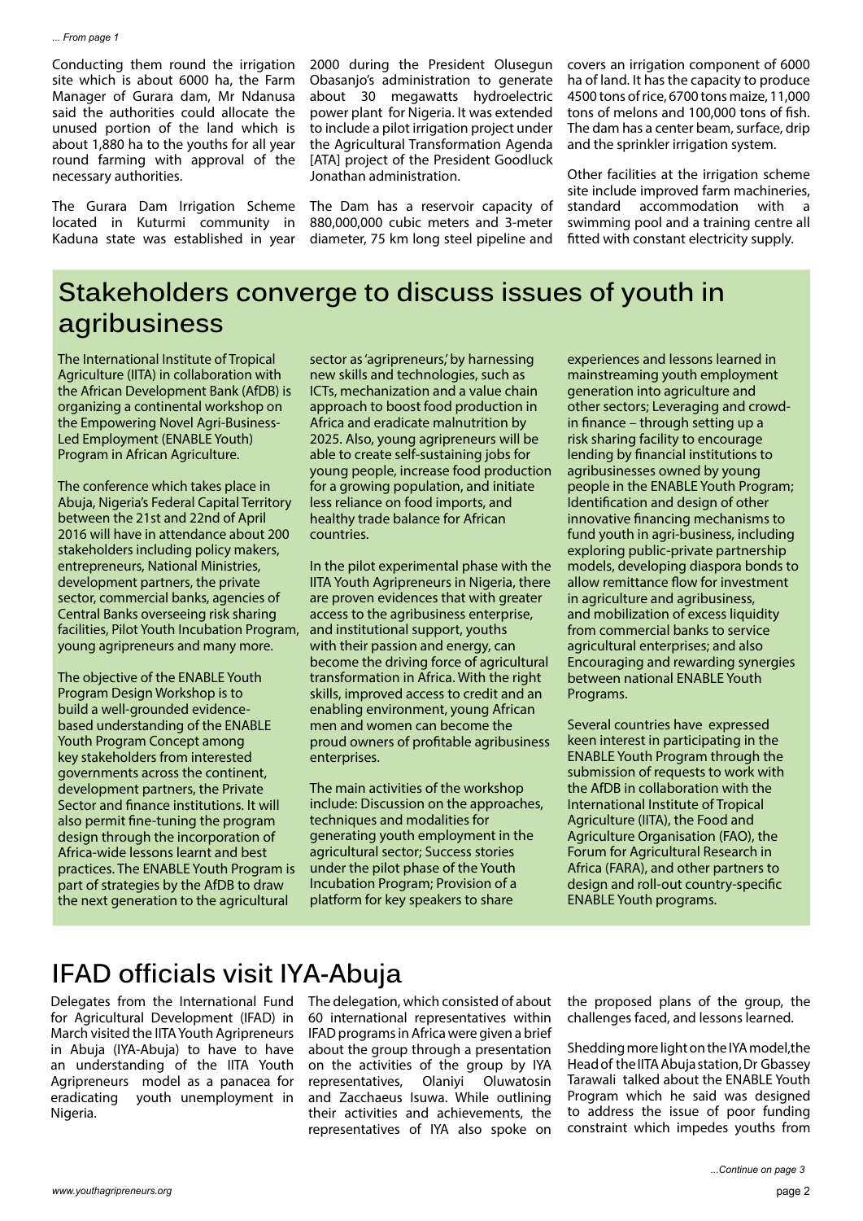*... From page 1*

Conducting them round the irrigation site which is about 6000 ha, the Farm Manager of Gurara dam, Mr Ndanusa said the authorities could allocate the unused portion of the land which is about 1,880 ha to the youths for all year round farming with approval of the necessary authorities.

The Gurara Dam Irrigation Scheme located in Kuturmi community in Kaduna state was established in year 2000 during the President Olusegun Obasanjo's administration to generate about 30 megawatts hydroelectric power plant for Nigeria. It was extended to include a pilot irrigation project under the Agricultural Transformation Agenda [ATA] project of the President Goodluck Jonathan administration.

The Dam has a reservoir capacity of 880,000,000 cubic meters and 3-meter diameter, 75 km long steel pipeline and covers an irrigation component of 6000 ha of land. It has the capacity to produce 4500 tons of rice, 6700 tons maize, 11,000 tons of melons and 100,000 tons of fish. The dam has a center beam, surface, drip and the sprinkler irrigation system.

Other facilities at the irrigation scheme site include improved farm machineries, standard accommodation with a swimming pool and a training centre all fitted with constant electricity supply.

# Stakeholders converge to discuss issues of youth in agribusiness

The International Institute of Tropical Agriculture (IITA) in collaboration with the African Development Bank (AfDB) is organizing a continental workshop on the Empowering Novel Agri-Business-Led Employment (ENABLE Youth) Program in African Agriculture.

The conference which takes place in Abuja, Nigeria's Federal Capital Territory between the 21st and 22nd of April 2016 will have in attendance about 200 stakeholders including policy makers, entrepreneurs, National Ministries, development partners, the private sector, commercial banks, agencies of Central Banks overseeing risk sharing facilities, Pilot Youth Incubation Program, young agripreneurs and many more.

The objective of the ENABLE Youth Program Design Workshop is to build a well-grounded evidence-based understanding of the ENABLE Youth Program Concept among key stakeholders from interested governments across the continent, development partners, the Private Sector and finance institutions. It will also permit fine-tuning the program design through the incorporation of Africa-wide lessons learnt and best practices. The ENABLE Youth Program is part of strategies by the AfDB to draw the next generation to the agricultural sector as 'agripreneurs,' by harnessing new skills and technologies, such as ICTs, mechanization and a value chain approach to boost food production in Africa and eradicate malnutrition by 2025. Also, young agripreneurs will be able to create self-sustaining jobs for young people, increase food production for a growing population, and initiate less reliance on food imports, and healthy trade balance for African countries.

In the pilot experimental phase with the IITA Youth Agripreneurs in Nigeria, there are proven evidences that with greater access to the agribusiness enterprise, and institutional support, youths with their passion and energy, can become the driving force of agricultural transformation in Africa. With the right skills, improved access to credit and an enabling environment, young African men and women can become the proud owners of profitable agribusiness enterprises.

The main activities of the workshop include: Discussion on the approaches, techniques and modalities for generating youth employment in the agricultural sector; Success stories under the pilot phase of the Youth Incubation Program; Provision of a platform for key speakers to share experiences and lessons learned in mainstreaming youth employment generation into agriculture and other sectors; Leveraging and crowd-in finance – through setting up a risk sharing facility to encourage lending by financial institutions to agribusinesses owned by young people in the ENABLE Youth Program; Identification and design of other innovative financing mechanisms to fund youth in agri-business, including exploring public-private partnership models, developing diaspora bonds to allow remittance flow for investment in agriculture and agribusiness, and mobilization of excess liquidity from commercial banks to service agricultural enterprises; and also Encouraging and rewarding synergies between national ENABLE Youth Programs.

Several countries have expressed keen interest in participating in the ENABLE Youth Program through the submission of requests to work with the AfDB in collaboration with the International Institute of Tropical Agriculture (IITA), the Food and Agriculture Organisation (FAO), the Forum for Agricultural Research in Africa (FARA), and other partners to design and roll-out country-specific ENABLE Youth programs.

# IFAD officials visit IYA-Abuja

Delegates from the International Fund for Agricultural Development (IFAD) in March visited the IITA Youth Agripreneurs in Abuja (IYA-Abuja) to have to have an understanding of the IITA Youth Agripreneurs model as a panacea for eradicating youth unemployment in Nigeria.

The delegation, which consisted of about 60 international representatives within IFAD programs in Africa were given a brief about the group through a presentation on the activities of the group by IYA representatives, Olaniyi Oluwatosin and Zacchaeus Isuwa. While outlining their activities and achievements, the representatives of IYA also spoke on the proposed plans of the group, the challenges faced, and lessons learned.

Shedding more light on the IYA model, the Head of the IITA Abuja station, Dr Gbassey Tarawali talked about the ENABLE Youth Program which he said was designed to address the issue of poor funding constraint which impedes youths from

*...Continue on page 3*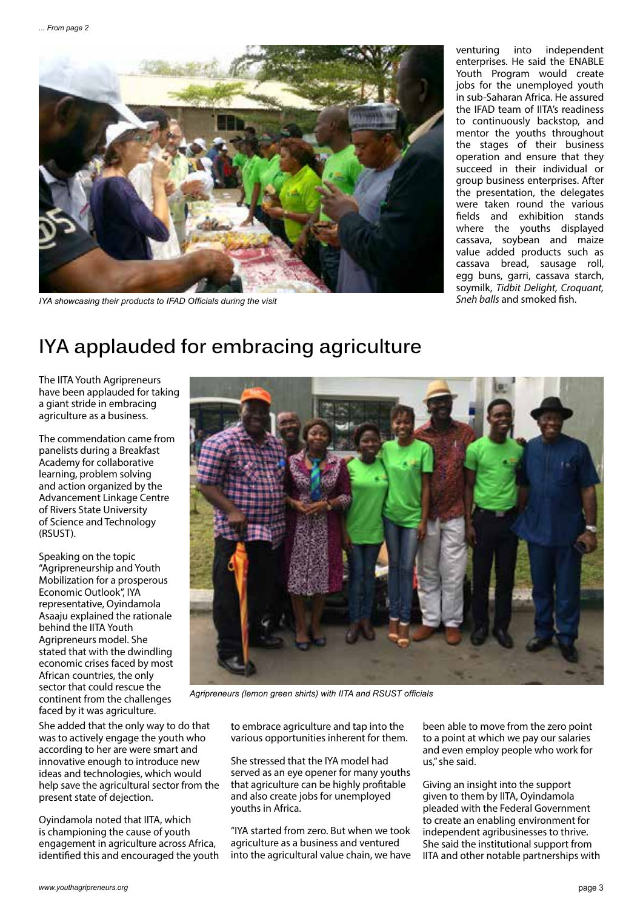*... From page 2*

IYA showcasing their products to IFAD Officials during the visit

venturing into independent enterprises. He said the ENABLE Youth Program would create jobs for the unemployed youth in sub-Saharan Africa. He assured the IFAD team of IITA's readiness to continuously backstop, and mentor the youths throughout the stages of their business operation and ensure that they succeed in their individual or group business enterprises. After the presentation, the delegates were taken round the various fields and exhibition stands where the youths displayed cassava, soybean and maize value added products such as cassava bread, sausage roll, egg buns, garri, cassava starch, soymilk, *Tidbit Delight, Croquant, Sneh balls* and smoked fish.

# IYA applauded for embracing agriculture

The IITA Youth Agripreneurs have been applauded for taking a giant stride in embracing agriculture as a business.

The commendation came from panelists during a Breakfast Academy for collaborative learning, problem solving and action organized by the Advancement Linkage Centre of Rivers State University of Science and Technology (RSUST).

Agripreneurs (lemon green shirts) with IITA and RSUST officials

Speaking on the topic "Agripreneurship and Youth Mobilization for a prosperous Economic Outlook", IYA representative, Oyindamola Asaaju explained the rationale behind the IITA Youth Agripreneurs model. She stated that with the dwindling economic crises faced by most African countries, the only sector that could rescue the continent from the challenges faced by it was agriculture.

She added that the only way to do that was to actively engage the youth who according to her are were smart and innovative enough to introduce new ideas and technologies, which would help save the agricultural sector from the present state of dejection.

Oyindamola noted that IITA, which is championing the cause of youth engagement in agriculture across Africa, identified this and encouraged the youth to embrace agriculture and tap into the various opportunities inherent for them.

She stressed that the IYA model had served as an eye opener for many youths that agriculture can be highly profitable and also create jobs for unemployed youths in Africa.

"IYA started from zero. But when we took agriculture as a business and ventured into the agricultural value chain, we have been able to move from the zero point to a point at which we pay our salaries and even employ people who work for us," she said.

Giving an insight into the support given to them by IITA, Oyindamola pleaded with the Federal Government to create an enabling environment for independent agribusinesses to thrive. She said the institutional support from IITA and other notable partnerships with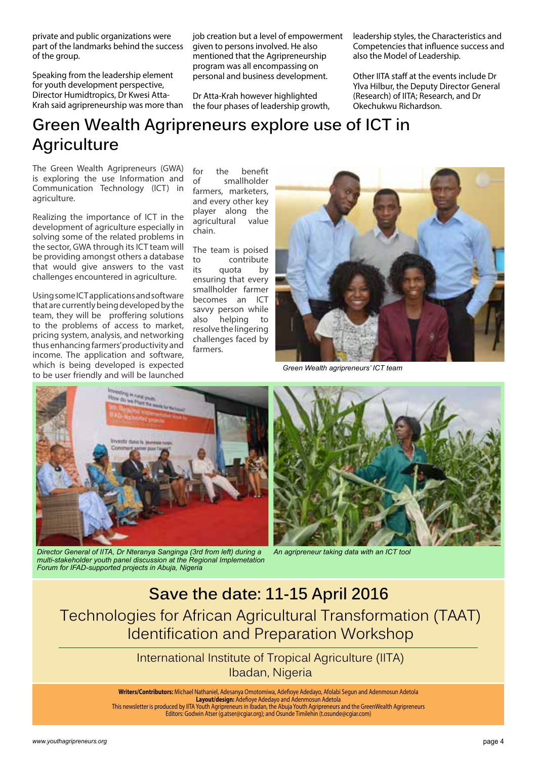private and public organizations were part of the landmarks behind the success of the group.

Speaking from the leadership element for youth development perspective, Director Humidtropics, Dr Kwesi Atta-Krah said agripreneurship was more than job creation but a level of empowerment given to persons involved. He also mentioned that the Agripreneurship program was all encompassing on personal and business development.

Dr Atta-Krah however highlighted the four phases of leadership growth, leadership styles, the Characteristics and Competencies that influence success and also the Model of Leadership.

Other IITA staff at the events include Dr Ylva Hilbur, the Deputy Director General (Research) of IITA; Research, and Dr Okechukwu Richardson.

# Green Wealth Agripreneurs explore use of ICT in Agriculture

The Green Wealth Agripreneurs (GWA) is exploring the use Information and Communication Technology (ICT) in agriculture.

Realizing the importance of ICT in the development of agriculture especially in solving some of the related problems in the sector, GWA through its ICT team will be providing amongst others a database that would give answers to the vast challenges encountered in agriculture.

Using some ICT applications and software that are currently being developed by the team, they will be proffering solutions to the problems of access to market, pricing system, analysis, and networking thus enhancing farmers' productivity and income. The application and software, which is being developed is expected to be user friendly and will be launched for the benefit of smallholder farmers, marketers, and every other key player along the agricultural value chain.

The team is poised to contribute its quota by ensuring that every smallholder farmer becomes an ICT savvy person while also helping to resolve the lingering challenges faced by farmers.

*Green Wealth agripreneurs' ICT team*

*Director General of IITA, Dr Nteranya Sanginga (3rd from left) during a multi-stakeholder youth panel discussion at the Regional Implemetation Forum for IFAD-supported projects in Abuja, Nigeria*

*An agripreneur taking data with an ICT tool*

## Save the date: 11-15 April 2016

Technologies for African Agricultural Transformation (TAAT) Identification and Preparation Workshop

International Institute of Tropical Agriculture (IITA)
Ibadan, Nigeria

**Writers/Contributors:** Michael Nathaniel, Adesanya Omotomiwa, Adefioye Adedayo, Afolabi Segun and Adenmosun Adetola
**Layout/design:** Adefioye Adedayo and Adenmosun Adetola
This newsletter is produced by IITA Youth Agripreneurs in Ibadan, the Abuja Youth Agripreneurs and the GreenWealth Agripreneurs
Editors: Godwin Atser (g.atser@cgiar.org); and Osunde Timilehin (t.osunde@cgiar.com)